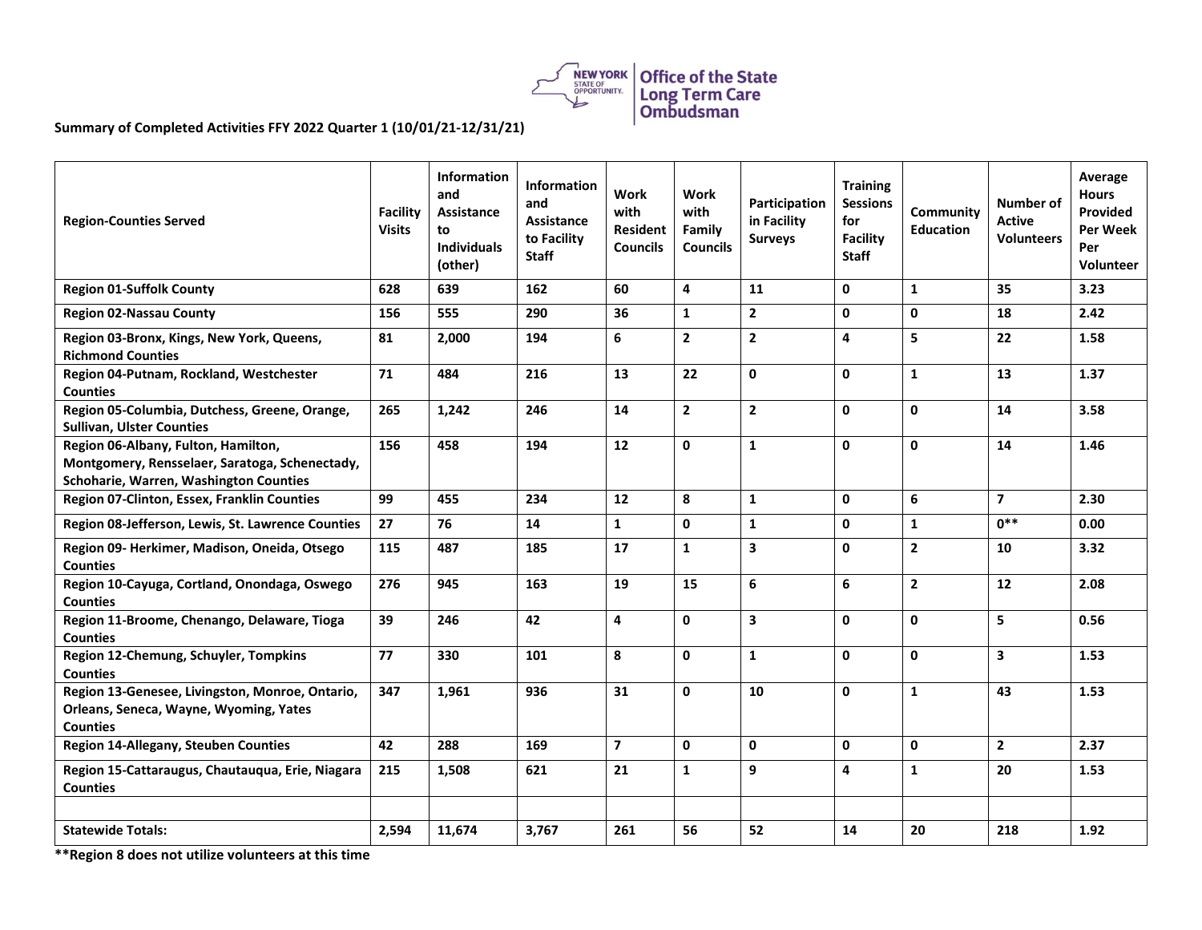Office of the State Long Term Care Ombudsman

**Summary of Completed Activities FFY 2022 Quarter 1 (10/01/21-12/31/21)**

| Region-Counties Served | Facility Visits | Information and Assistance to Individuals (other) | Information and Assistance to Facility Staff | Work with Resident Councils | Work with Family Councils | Participation in Facility Surveys | Training Sessions for Facility Staff | Community Education | Number of Active Volunteers | Average Hours Provided Per Week Per Volunteer |
|---|---|---|---|---|---|---|---|---|---|---|
| **Region 01-Suffolk County** | **628** | **639** | **162** | **60** | **4** | **11** | **0** | **1** | **35** | **3.23** |
| **Region 02-Nassau County** | **156** | **555** | **290** | **36** | **1** | **2** | **0** | **0** | **18** | **2.42** |
| **Region 03-Bronx, Kings, New York, Queens, Richmond Counties** | **81** | **2,000** | **194** | **6** | **2** | **2** | **4** | **5** | **22** | **1.58** |
| **Region 04-Putnam, Rockland, Westchester Counties** | **71** | **484** | **216** | **13** | **22** | **0** | **0** | **1** | **13** | **1.37** |
| **Region 05-Columbia, Dutchess, Greene, Orange, Sullivan, Ulster Counties** | **265** | **1,242** | **246** | **14** | **2** | **2** | **0** | **0** | **14** | **3.58** |
| **Region 06-Albany, Fulton, Hamilton, Montgomery, Rensselaer, Saratoga, Schenectady, Schoharie, Warren, Washington Counties** | **156** | **458** | **194** | **12** | **0** | **1** | **0** | **0** | **14** | **1.46** |
| **Region 07-Clinton, Essex, Franklin Counties** | **99** | **455** | **234** | **12** | **8** | **1** | **0** | **6** | **7** | **2.30** |
| **Region 08-Jefferson, Lewis, St. Lawrence Counties** | **27** | **76** | **14** | **1** | **0** | **1** | **0** | **1** | **0**** | **0.00** |
| **Region 09- Herkimer, Madison, Oneida, Otsego Counties** | **115** | **487** | **185** | **17** | **1** | **3** | **0** | **2** | **10** | **3.32** |
| **Region 10-Cayuga, Cortland, Onondaga, Oswego Counties** | **276** | **945** | **163** | **19** | **15** | **6** | **6** | **2** | **12** | **2.08** |
| **Region 11-Broome, Chenango, Delaware, Tioga Counties** | **39** | **246** | **42** | **4** | **0** | **3** | **0** | **0** | **5** | **0.56** |
| **Region 12-Chemung, Schuyler, Tompkins Counties** | **77** | **330** | **101** | **8** | **0** | **1** | **0** | **0** | **3** | **1.53** |
| **Region 13-Genesee, Livingston, Monroe, Ontario, Orleans, Seneca, Wayne, Wyoming, Yates Counties** | **347** | **1,961** | **936** | **31** | **0** | **10** | **0** | **1** | **43** | **1.53** |
| **Region 14-Allegany, Steuben Counties** | **42** | **288** | **169** | **7** | **0** | **0** | **0** | **0** | **2** | **2.37** |
| **Region 15-Cattaraugus, Chautauqua, Erie, Niagara Counties** | **215** | **1,508** | **621** | **21** | **1** | **9** | **4** | **1** | **20** | **1.53** |
| | | | | | | | | | | |
| **Statewide Totals:** | **2,594** | **11,674** | **3,767** | **261** | **56** | **52** | **14** | **20** | **218** | **1.92** |

**\*\*Region 8 does not utilize volunteers at this time**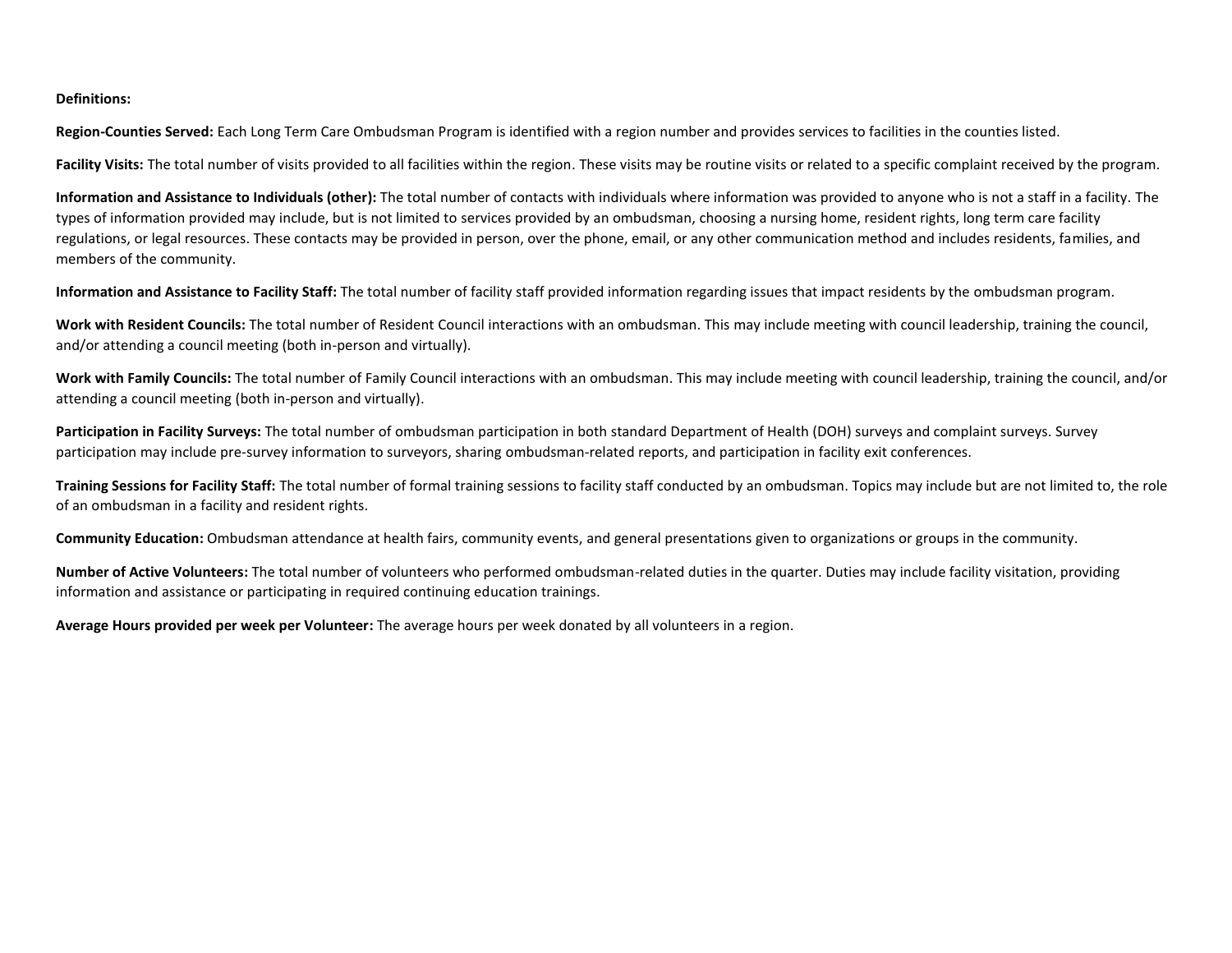**Definitions:**

**Region-Counties Served:** Each Long Term Care Ombudsman Program is identified with a region number and provides services to facilities in the counties listed.

**Facility Visits:** The total number of visits provided to all facilities within the region. These visits may be routine visits or related to a specific complaint received by the program.

**Information and Assistance to Individuals (other):** The total number of contacts with individuals where information was provided to anyone who is not a staff in a facility. The types of information provided may include, but is not limited to services provided by an ombudsman, choosing a nursing home, resident rights, long term care facility regulations, or legal resources. These contacts may be provided in person, over the phone, email, or any other communication method and includes residents, families, and members of the community.

**Information and Assistance to Facility Staff:** The total number of facility staff provided information regarding issues that impact residents by the ombudsman program.

**Work with Resident Councils:** The total number of Resident Council interactions with an ombudsman. This may include meeting with council leadership, training the council, and/or attending a council meeting (both in-person and virtually).

**Work with Family Councils:** The total number of Family Council interactions with an ombudsman. This may include meeting with council leadership, training the council, and/or attending a council meeting (both in-person and virtually).

**Participation in Facility Surveys:** The total number of ombudsman participation in both standard Department of Health (DOH) surveys and complaint surveys. Survey participation may include pre-survey information to surveyors, sharing ombudsman-related reports, and participation in facility exit conferences.

**Training Sessions for Facility Staff:** The total number of formal training sessions to facility staff conducted by an ombudsman. Topics may include but are not limited to, the role of an ombudsman in a facility and resident rights.

**Community Education:** Ombudsman attendance at health fairs, community events, and general presentations given to organizations or groups in the community.

**Number of Active Volunteers:** The total number of volunteers who performed ombudsman-related duties in the quarter. Duties may include facility visitation, providing information and assistance or participating in required continuing education trainings.

**Average Hours provided per week per Volunteer:** The average hours per week donated by all volunteers in a region.